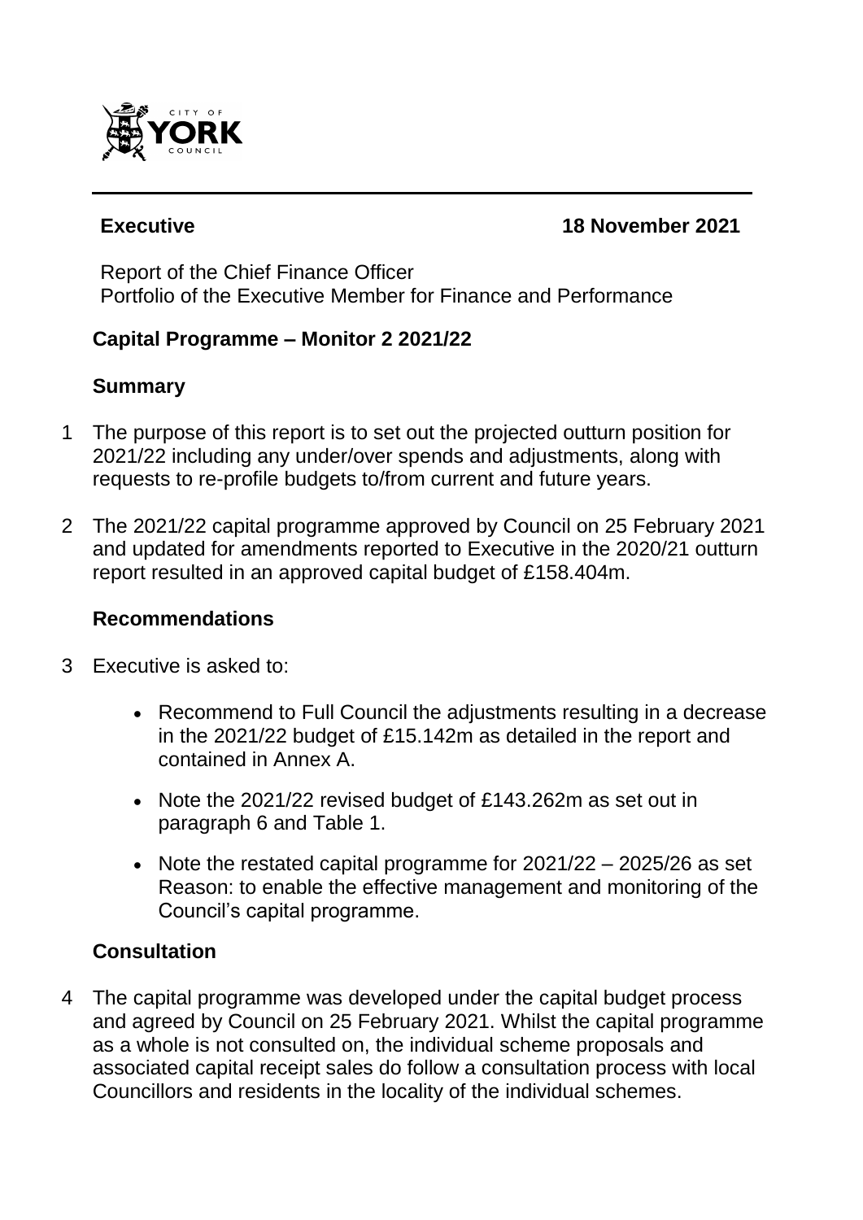**Executive** **18 November 2021**

Report of the Chief Finance Officer
Portfolio of the Executive Member for Finance and Performance

**Capital Programme – Monitor 2 2021/22**

**Summary**

1 The purpose of this report is to set out the projected outturn position for 2021/22 including any under/over spends and adjustments, along with requests to re-profile budgets to/from current and future years.

2 The 2021/22 capital programme approved by Council on 25 February 2021 and updated for amendments reported to Executive in the 2020/21 outturn report resulted in an approved capital budget of £158.404m.

**Recommendations**

3 Executive is asked to:

- Recommend to Full Council the adjustments resulting in a decrease in the 2021/22 budget of £15.142m as detailed in the report and contained in Annex A.
- Note the 2021/22 revised budget of £143.262m as set out in paragraph 6 and Table 1.
- Note the restated capital programme for 2021/22 – 2025/26 as set Reason: to enable the effective management and monitoring of the Council's capital programme.

**Consultation**

4 The capital programme was developed under the capital budget process and agreed by Council on 25 February 2021. Whilst the capital programme as a whole is not consulted on, the individual scheme proposals and associated capital receipt sales do follow a consultation process with local Councillors and residents in the locality of the individual schemes.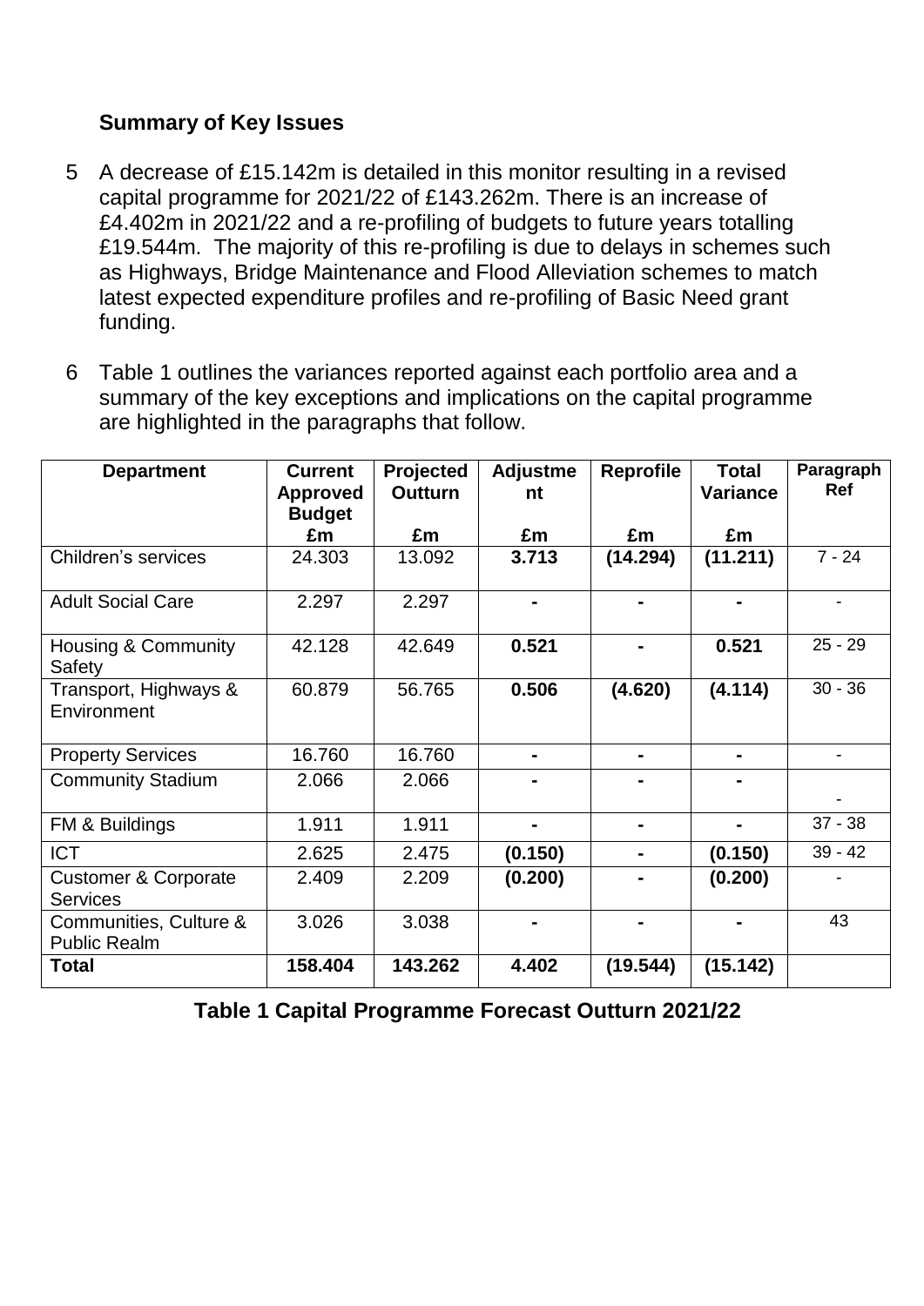## Summary of Key Issues

5 A decrease of £15.142m is detailed in this monitor resulting in a revised capital programme for 2021/22 of £143.262m. There is an increase of £4.402m in 2021/22 and a re-profiling of budgets to future years totalling £19.544m. The majority of this re-profiling is due to delays in schemes such as Highways, Bridge Maintenance and Flood Alleviation schemes to match latest expected expenditure profiles and re-profiling of Basic Need grant funding.

6 Table 1 outlines the variances reported against each portfolio area and a summary of the key exceptions and implications on the capital programme are highlighted in the paragraphs that follow.

| Department | Current Approved Budget £m | Projected Outturn £m | Adjustment £m | Reprofile £m | Total Variance £m | Paragraph Ref |
|---|---|---|---|---|---|---|
| Children's services | 24.303 | 13.092 | **3.713** | **(14.294)** | **(11.211)** | 7 - 24 |
| Adult Social Care | 2.297 | 2.297 | **-** | **-** | **-** | - |
| Housing & Community Safety | 42.128 | 42.649 | **0.521** | **-** | **0.521** | 25 - 29 |
| Transport, Highways & Environment | 60.879 | 56.765 | **0.506** | **(4.620)** | **(4.114)** | 30 - 36 |
| Property Services | 16.760 | 16.760 | **-** | **-** | **-** | - |
| Community Stadium | 2.066 | 2.066 | **-** | **-** | **-** | - |
| FM & Buildings | 1.911 | 1.911 | **-** | **-** | **-** | 37 - 38 |
| ICT | 2.625 | 2.475 | **(0.150)** | **-** | **(0.150)** | 39 - 42 |
| Customer & Corporate Services | 2.409 | 2.209 | **(0.200)** | **-** | **(0.200)** | - |
| Communities, Culture & Public Realm | 3.026 | 3.038 | **-** | **-** | **-** | 43 |
| **Total** | **158.404** | **143.262** | **4.402** | **(19.544)** | **(15.142)** | |

**Table 1 Capital Programme Forecast Outturn 2021/22**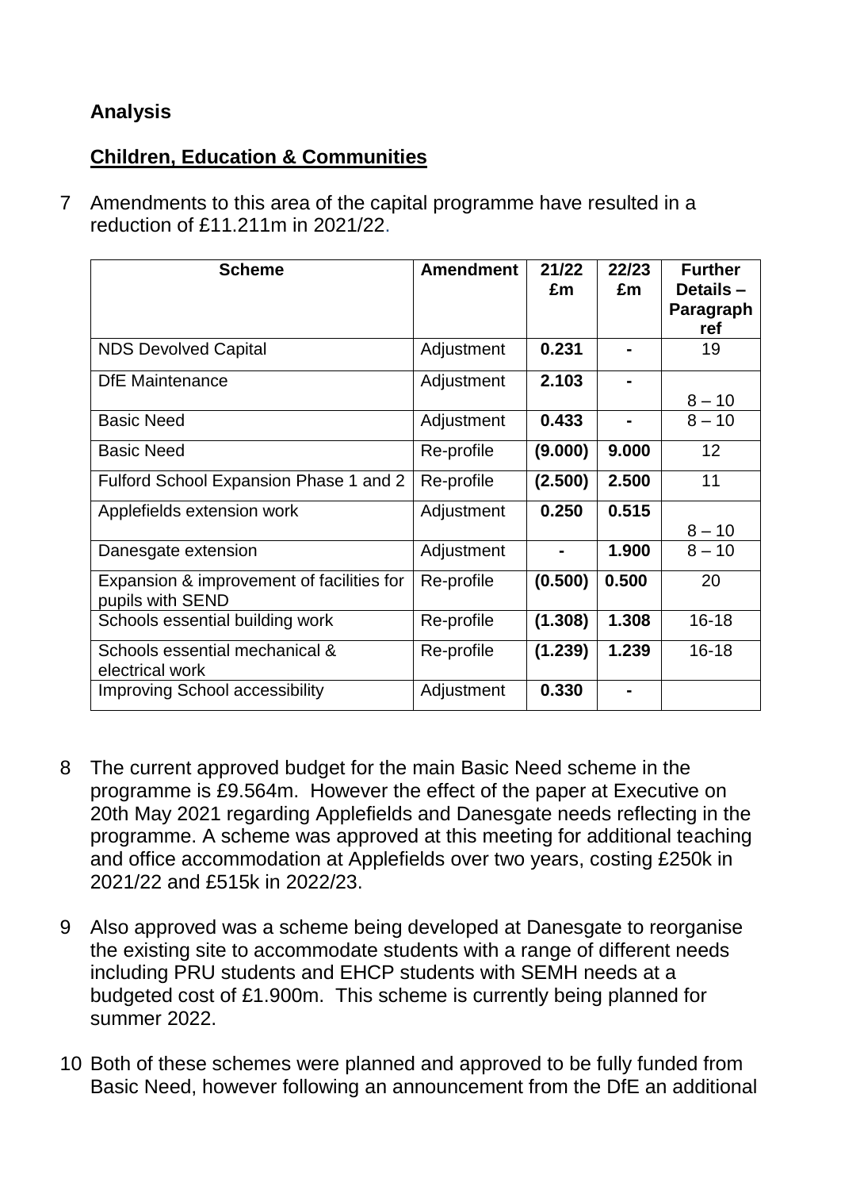**Analysis**

**Children, Education & Communities**

7 Amendments to this area of the capital programme have resulted in a reduction of £11.211m in 2021/22.

| Scheme | Amendment | 21/22 £m | 22/23 £m | Further Details – Paragraph ref |
|---|---|---|---|---|
| NDS Devolved Capital | Adjustment | **0.231** | **-** | 19 |
| DfE Maintenance | Adjustment | **2.103** | **-** | 8 – 10 |
| Basic Need | Adjustment | **0.433** | **-** | 8 – 10 |
| Basic Need | Re-profile | **(9.000)** | **9.000** | 12 |
| Fulford School Expansion Phase 1 and 2 | Re-profile | **(2.500)** | **2.500** | 11 |
| Applefields extension work | Adjustment | **0.250** | **0.515** | 8 – 10 |
| Danesgate extension | Adjustment | **-** | **1.900** | 8 – 10 |
| Expansion & improvement of facilities for pupils with SEND | Re-profile | **(0.500)** | **0.500** | 20 |
| Schools essential building work | Re-profile | **(1.308)** | **1.308** | 16-18 |
| Schools essential mechanical & electrical work | Re-profile | **(1.239)** | **1.239** | 16-18 |
| Improving School accessibility | Adjustment | **0.330** | **-** | |

8 The current approved budget for the main Basic Need scheme in the programme is £9.564m. However the effect of the paper at Executive on 20th May 2021 regarding Applefields and Danesgate needs reflecting in the programme. A scheme was approved at this meeting for additional teaching and office accommodation at Applefields over two years, costing £250k in 2021/22 and £515k in 2022/23.

9 Also approved was a scheme being developed at Danesgate to reorganise the existing site to accommodate students with a range of different needs including PRU students and EHCP students with SEMH needs at a budgeted cost of £1.900m. This scheme is currently being planned for summer 2022.

10 Both of these schemes were planned and approved to be fully funded from Basic Need, however following an announcement from the DfE an additional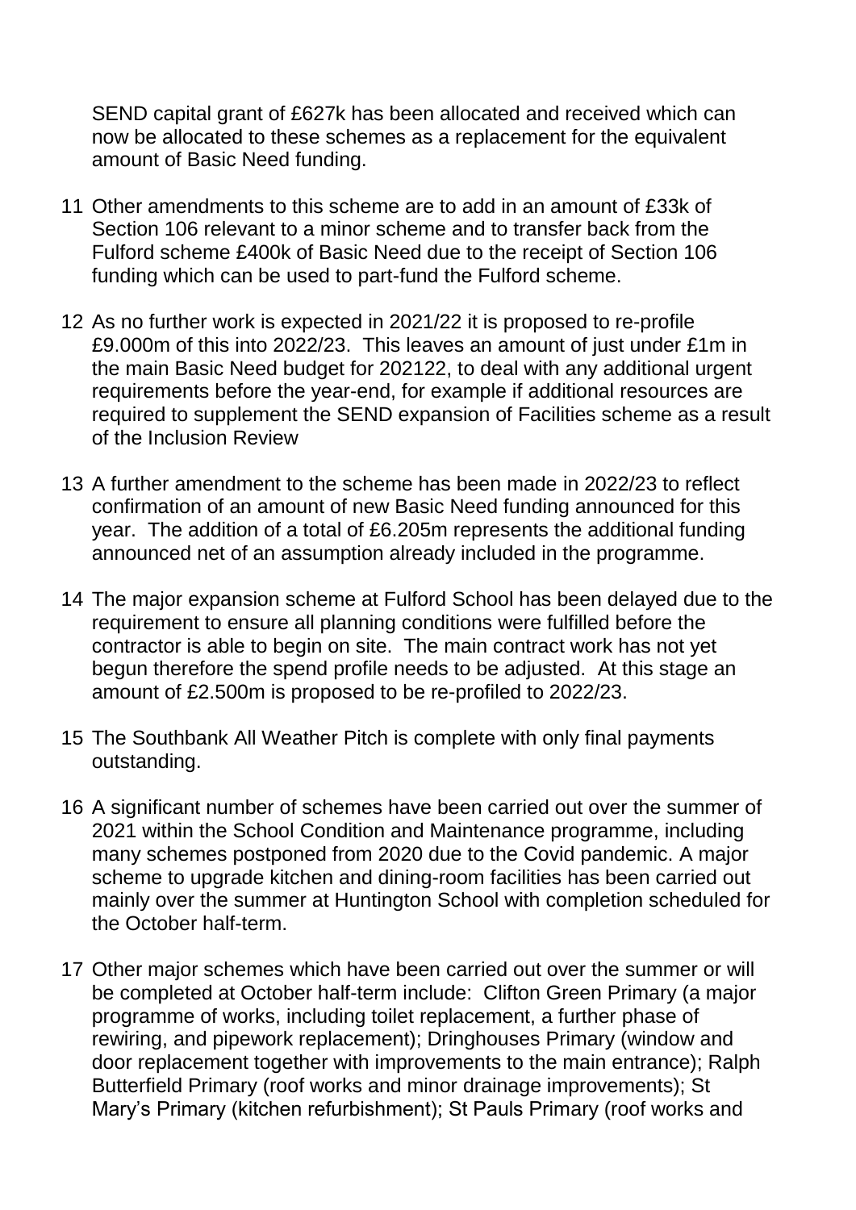SEND capital grant of £627k has been allocated and received which can now be allocated to these schemes as a replacement for the equivalent amount of Basic Need funding.

11 Other amendments to this scheme are to add in an amount of £33k of Section 106 relevant to a minor scheme and to transfer back from the Fulford scheme £400k of Basic Need due to the receipt of Section 106 funding which can be used to part-fund the Fulford scheme.

12 As no further work is expected in 2021/22 it is proposed to re-profile £9.000m of this into 2022/23. This leaves an amount of just under £1m in the main Basic Need budget for 202122, to deal with any additional urgent requirements before the year-end, for example if additional resources are required to supplement the SEND expansion of Facilities scheme as a result of the Inclusion Review

13 A further amendment to the scheme has been made in 2022/23 to reflect confirmation of an amount of new Basic Need funding announced for this year. The addition of a total of £6.205m represents the additional funding announced net of an assumption already included in the programme.

14 The major expansion scheme at Fulford School has been delayed due to the requirement to ensure all planning conditions were fulfilled before the contractor is able to begin on site. The main contract work has not yet begun therefore the spend profile needs to be adjusted. At this stage an amount of £2.500m is proposed to be re-profiled to 2022/23.

15 The Southbank All Weather Pitch is complete with only final payments outstanding.

16 A significant number of schemes have been carried out over the summer of 2021 within the School Condition and Maintenance programme, including many schemes postponed from 2020 due to the Covid pandemic. A major scheme to upgrade kitchen and dining-room facilities has been carried out mainly over the summer at Huntington School with completion scheduled for the October half-term.

17 Other major schemes which have been carried out over the summer or will be completed at October half-term include: Clifton Green Primary (a major programme of works, including toilet replacement, a further phase of rewiring, and pipework replacement); Dringhouses Primary (window and door replacement together with improvements to the main entrance); Ralph Butterfield Primary (roof works and minor drainage improvements); St Mary's Primary (kitchen refurbishment); St Pauls Primary (roof works and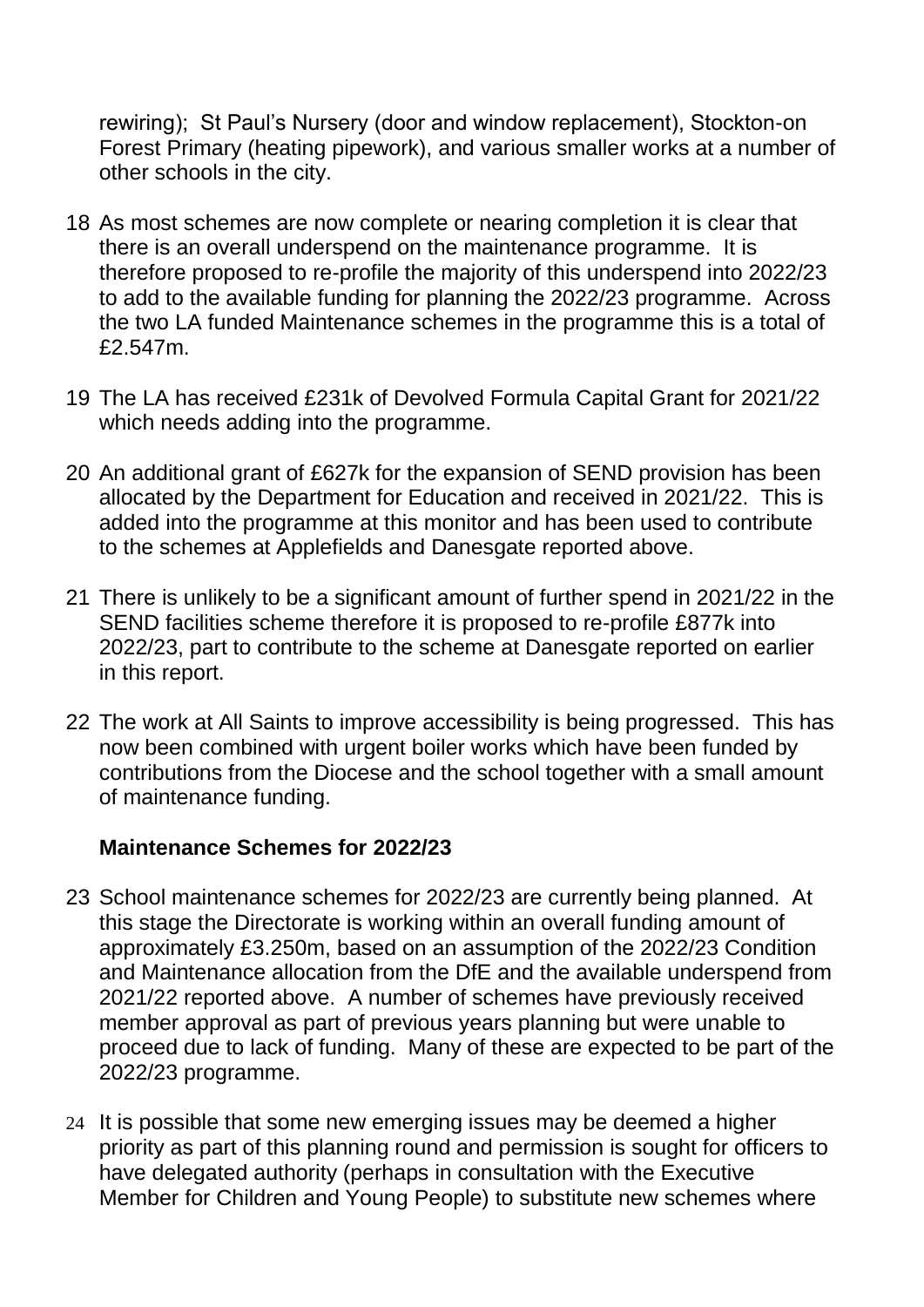rewiring); St Paul's Nursery (door and window replacement), Stockton-on Forest Primary (heating pipework), and various smaller works at a number of other schools in the city.

18 As most schemes are now complete or nearing completion it is clear that there is an overall underspend on the maintenance programme. It is therefore proposed to re-profile the majority of this underspend into 2022/23 to add to the available funding for planning the 2022/23 programme. Across the two LA funded Maintenance schemes in the programme this is a total of £2.547m.

19 The LA has received £231k of Devolved Formula Capital Grant for 2021/22 which needs adding into the programme.

20 An additional grant of £627k for the expansion of SEND provision has been allocated by the Department for Education and received in 2021/22. This is added into the programme at this monitor and has been used to contribute to the schemes at Applefields and Danesgate reported above.

21 There is unlikely to be a significant amount of further spend in 2021/22 in the SEND facilities scheme therefore it is proposed to re-profile £877k into 2022/23, part to contribute to the scheme at Danesgate reported on earlier in this report.

22 The work at All Saints to improve accessibility is being progressed. This has now been combined with urgent boiler works which have been funded by contributions from the Diocese and the school together with a small amount of maintenance funding.

**Maintenance Schemes for 2022/23**

23 School maintenance schemes for 2022/23 are currently being planned. At this stage the Directorate is working within an overall funding amount of approximately £3.250m, based on an assumption of the 2022/23 Condition and Maintenance allocation from the DfE and the available underspend from 2021/22 reported above. A number of schemes have previously received member approval as part of previous years planning but were unable to proceed due to lack of funding. Many of these are expected to be part of the 2022/23 programme.

24 It is possible that some new emerging issues may be deemed a higher priority as part of this planning round and permission is sought for officers to have delegated authority (perhaps in consultation with the Executive Member for Children and Young People) to substitute new schemes where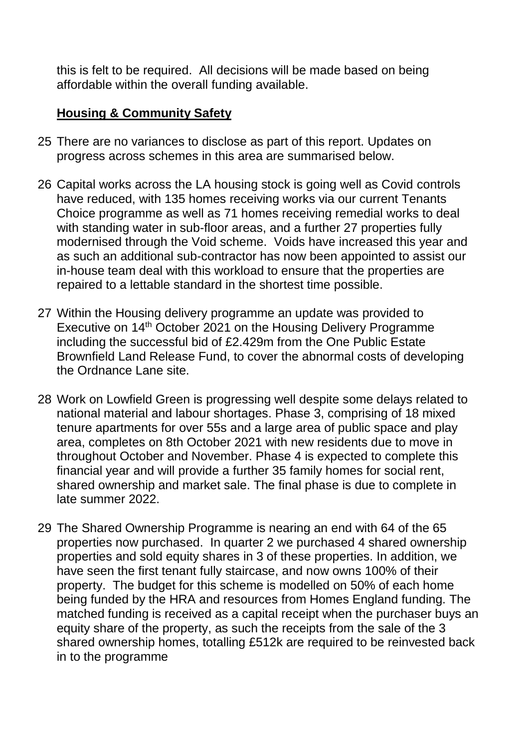this is felt to be required. All decisions will be made based on being affordable within the overall funding available.

**Housing & Community Safety**

25 There are no variances to disclose as part of this report. Updates on progress across schemes in this area are summarised below.

26 Capital works across the LA housing stock is going well as Covid controls have reduced, with 135 homes receiving works via our current Tenants Choice programme as well as 71 homes receiving remedial works to deal with standing water in sub-floor areas, and a further 27 properties fully modernised through the Void scheme. Voids have increased this year and as such an additional sub-contractor has now been appointed to assist our in-house team deal with this workload to ensure that the properties are repaired to a lettable standard in the shortest time possible.

27 Within the Housing delivery programme an update was provided to Executive on 14th October 2021 on the Housing Delivery Programme including the successful bid of £2.429m from the One Public Estate Brownfield Land Release Fund, to cover the abnormal costs of developing the Ordnance Lane site.

28 Work on Lowfield Green is progressing well despite some delays related to national material and labour shortages. Phase 3, comprising of 18 mixed tenure apartments for over 55s and a large area of public space and play area, completes on 8th October 2021 with new residents due to move in throughout October and November. Phase 4 is expected to complete this financial year and will provide a further 35 family homes for social rent, shared ownership and market sale. The final phase is due to complete in late summer 2022.

29 The Shared Ownership Programme is nearing an end with 64 of the 65 properties now purchased. In quarter 2 we purchased 4 shared ownership properties and sold equity shares in 3 of these properties. In addition, we have seen the first tenant fully staircase, and now owns 100% of their property. The budget for this scheme is modelled on 50% of each home being funded by the HRA and resources from Homes England funding. The matched funding is received as a capital receipt when the purchaser buys an equity share of the property, as such the receipts from the sale of the 3 shared ownership homes, totalling £512k are required to be reinvested back in to the programme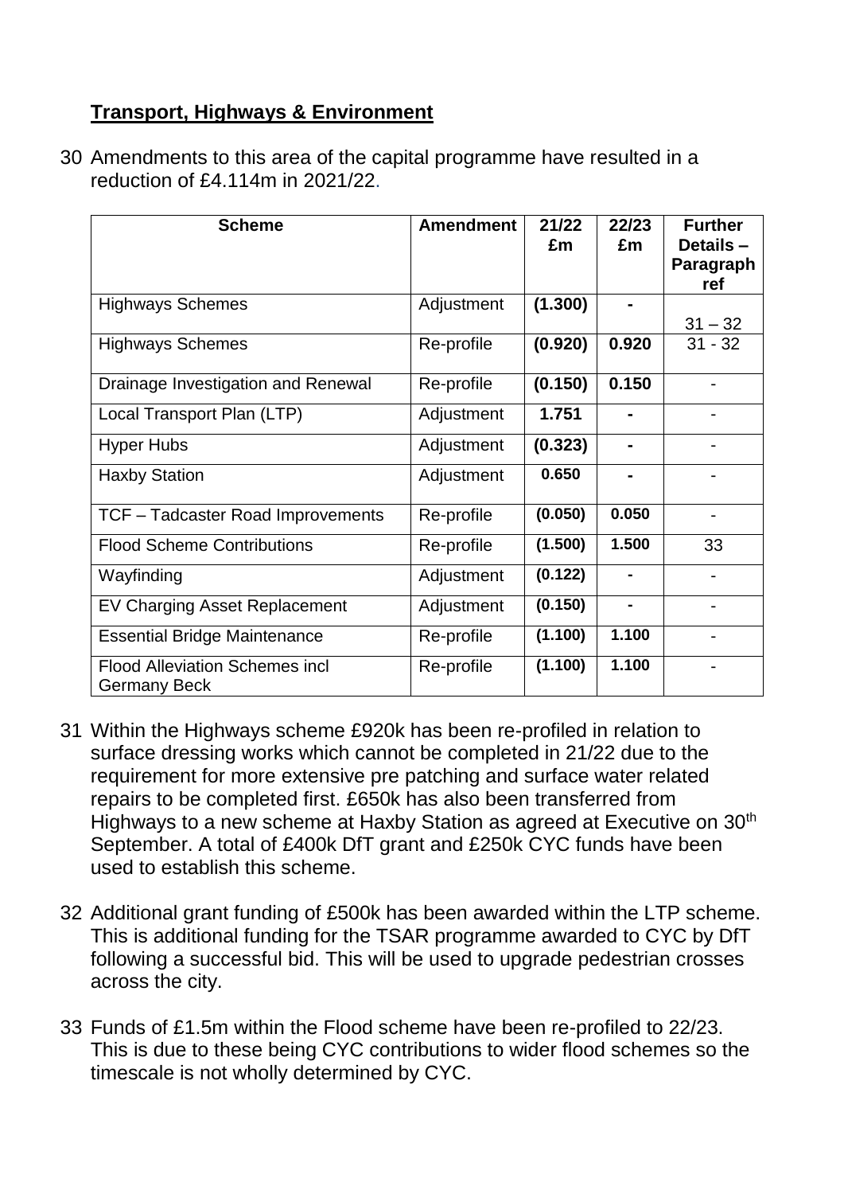**Transport, Highways & Environment**

30 Amendments to this area of the capital programme have resulted in a reduction of £4.114m in 2021/22.

| Scheme | Amendment | 21/22 £m | 22/23 £m | Further Details – Paragraph ref |
|---|---|---|---|---|
| Highways Schemes | Adjustment | **(1.300)** | **-** | 31 – 32 |
| Highways Schemes | Re-profile | **(0.920)** | **0.920** | 31 - 32 |
| Drainage Investigation and Renewal | Re-profile | **(0.150)** | **0.150** | - |
| Local Transport Plan (LTP) | Adjustment | **1.751** | **-** | - |
| Hyper Hubs | Adjustment | **(0.323)** | **-** | - |
| Haxby Station | Adjustment | **0.650** | **-** | - |
| TCF – Tadcaster Road Improvements | Re-profile | **(0.050)** | **0.050** | - |
| Flood Scheme Contributions | Re-profile | **(1.500)** | **1.500** | 33 |
| Wayfinding | Adjustment | **(0.122)** | **-** | - |
| EV Charging Asset Replacement | Adjustment | **(0.150)** | **-** | - |
| Essential Bridge Maintenance | Re-profile | **(1.100)** | **1.100** | - |
| Flood Alleviation Schemes incl Germany Beck | Re-profile | **(1.100)** | **1.100** | - |

31 Within the Highways scheme £920k has been re-profiled in relation to surface dressing works which cannot be completed in 21/22 due to the requirement for more extensive pre patching and surface water related repairs to be completed first. £650k has also been transferred from Highways to a new scheme at Haxby Station as agreed at Executive on 30th September. A total of £400k DfT grant and £250k CYC funds have been used to establish this scheme.

32 Additional grant funding of £500k has been awarded within the LTP scheme. This is additional funding for the TSAR programme awarded to CYC by DfT following a successful bid. This will be used to upgrade pedestrian crosses across the city.

33 Funds of £1.5m within the Flood scheme have been re-profiled to 22/23. This is due to these being CYC contributions to wider flood schemes so the timescale is not wholly determined by CYC.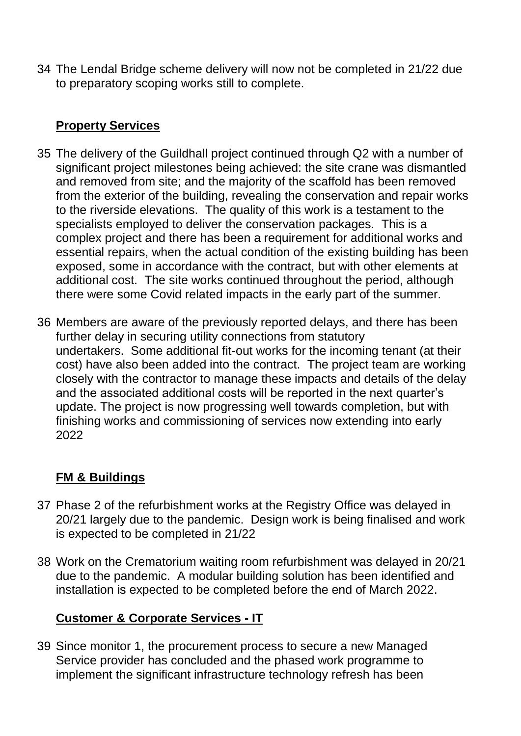34 The Lendal Bridge scheme delivery will now not be completed in 21/22 due to preparatory scoping works still to complete.

**Property Services**

35 The delivery of the Guildhall project continued through Q2 with a number of significant project milestones being achieved: the site crane was dismantled and removed from site; and the majority of the scaffold has been removed from the exterior of the building, revealing the conservation and repair works to the riverside elevations. The quality of this work is a testament to the specialists employed to deliver the conservation packages. This is a complex project and there has been a requirement for additional works and essential repairs, when the actual condition of the existing building has been exposed, some in accordance with the contract, but with other elements at additional cost. The site works continued throughout the period, although there were some Covid related impacts in the early part of the summer.

36 Members are aware of the previously reported delays, and there has been further delay in securing utility connections from statutory undertakers. Some additional fit-out works for the incoming tenant (at their cost) have also been added into the contract. The project team are working closely with the contractor to manage these impacts and details of the delay and the associated additional costs will be reported in the next quarter's update. The project is now progressing well towards completion, but with finishing works and commissioning of services now extending into early 2022

**FM & Buildings**

37 Phase 2 of the refurbishment works at the Registry Office was delayed in 20/21 largely due to the pandemic. Design work is being finalised and work is expected to be completed in 21/22

38 Work on the Crematorium waiting room refurbishment was delayed in 20/21 due to the pandemic. A modular building solution has been identified and installation is expected to be completed before the end of March 2022.

**Customer & Corporate Services - IT**

39 Since monitor 1, the procurement process to secure a new Managed Service provider has concluded and the phased work programme to implement the significant infrastructure technology refresh has been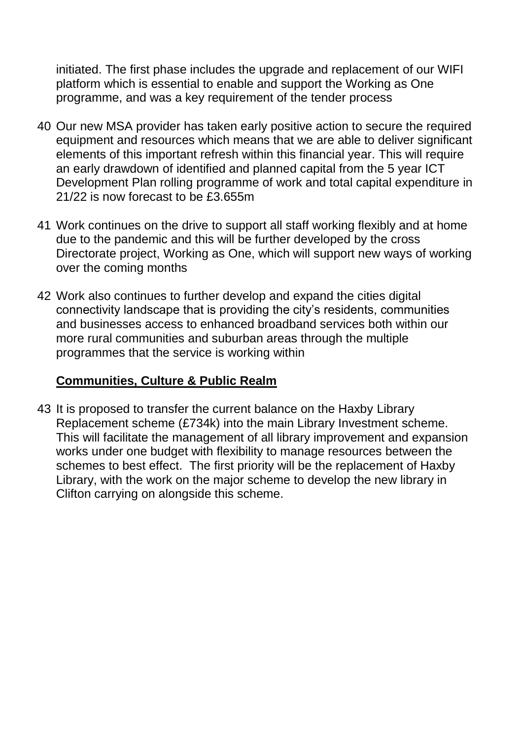initiated. The first phase includes the upgrade and replacement of our WIFI platform which is essential to enable and support the Working as One programme, and was a key requirement of the tender process

40 Our new MSA provider has taken early positive action to secure the required equipment and resources which means that we are able to deliver significant elements of this important refresh within this financial year. This will require an early drawdown of identified and planned capital from the 5 year ICT Development Plan rolling programme of work and total capital expenditure in 21/22 is now forecast to be £3.655m

41 Work continues on the drive to support all staff working flexibly and at home due to the pandemic and this will be further developed by the cross Directorate project, Working as One, which will support new ways of working over the coming months

42 Work also continues to further develop and expand the cities digital connectivity landscape that is providing the city's residents, communities and businesses access to enhanced broadband services both within our more rural communities and suburban areas through the multiple programmes that the service is working within

**Communities, Culture & Public Realm**

43 It is proposed to transfer the current balance on the Haxby Library Replacement scheme (£734k) into the main Library Investment scheme. This will facilitate the management of all library improvement and expansion works under one budget with flexibility to manage resources between the schemes to best effect. The first priority will be the replacement of Haxby Library, with the work on the major scheme to develop the new library in Clifton carrying on alongside this scheme.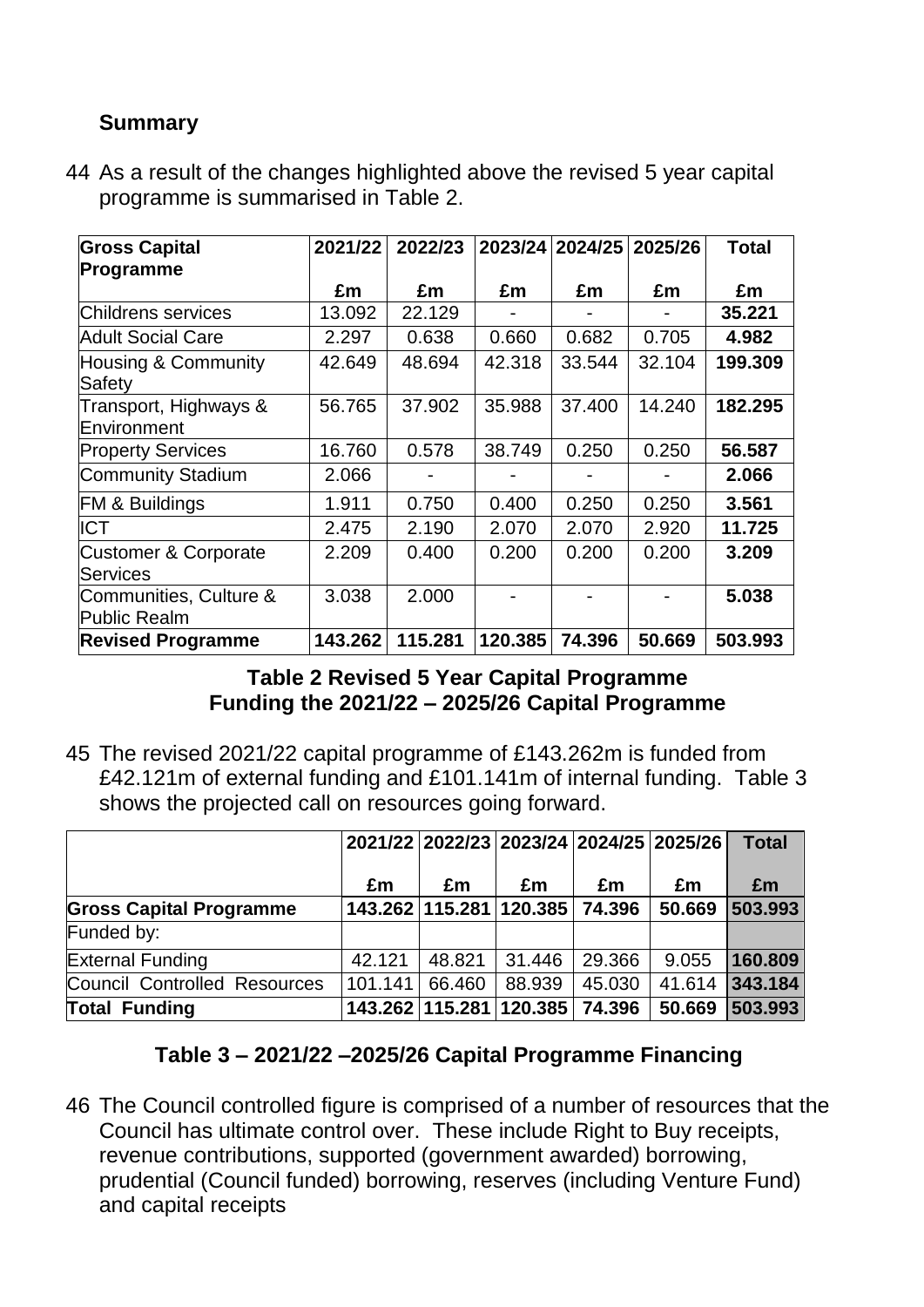## Summary

44 As a result of the changes highlighted above the revised 5 year capital programme is summarised in Table 2.

| Gross Capital Programme | 2021/22 | 2022/23 | 2023/24 | 2024/25 | 2025/26 | Total |
|---|---|---|---|---|---|---|
| | £m | £m | £m | £m | £m | £m |
| Childrens services | 13.092 | 22.129 | - | - | - | **35.221** |
| Adult Social Care | 2.297 | 0.638 | 0.660 | 0.682 | 0.705 | **4.982** |
| Housing & Community Safety | 42.649 | 48.694 | 42.318 | 33.544 | 32.104 | **199.309** |
| Transport, Highways & Environment | 56.765 | 37.902 | 35.988 | 37.400 | 14.240 | **182.295** |
| Property Services | 16.760 | 0.578 | 38.749 | 0.250 | 0.250 | **56.587** |
| Community Stadium | 2.066 | - | - | - | - | **2.066** |
| FM & Buildings | 1.911 | 0.750 | 0.400 | 0.250 | 0.250 | **3.561** |
| ICT | 2.475 | 2.190 | 2.070 | 2.070 | 2.920 | **11.725** |
| Customer & Corporate Services | 2.209 | 0.400 | 0.200 | 0.200 | 0.200 | **3.209** |
| Communities, Culture & Public Realm | 3.038 | 2.000 | - | - | - | **5.038** |
| **Revised Programme** | **143.262** | **115.281** | **120.385** | **74.396** | **50.669** | **503.993** |

**Table 2 Revised 5 Year Capital Programme**

**Funding the 2021/22 – 2025/26 Capital Programme**

45 The revised 2021/22 capital programme of £143.262m is funded from £42.121m of external funding and £101.141m of internal funding. Table 3 shows the projected call on resources going forward.

| | 2021/22 | 2022/23 | 2023/24 | 2024/25 | 2025/26 | Total |
|---|---|---|---|---|---|---|
| | £m | £m | £m | £m | £m | £m |
| **Gross Capital Programme** | **143.262** | **115.281** | **120.385** | **74.396** | **50.669** | **503.993** |
| Funded by: | | | | | | |
| External Funding | 42.121 | 48.821 | 31.446 | 29.366 | 9.055 | **160.809** |
| Council Controlled Resources | 101.141 | 66.460 | 88.939 | 45.030 | 41.614 | **343.184** |
| **Total Funding** | **143.262** | **115.281** | **120.385** | **74.396** | **50.669** | **503.993** |

**Table 3 – 2021/22 –2025/26 Capital Programme Financing**

46 The Council controlled figure is comprised of a number of resources that the Council has ultimate control over. These include Right to Buy receipts, revenue contributions, supported (government awarded) borrowing, prudential (Council funded) borrowing, reserves (including Venture Fund) and capital receipts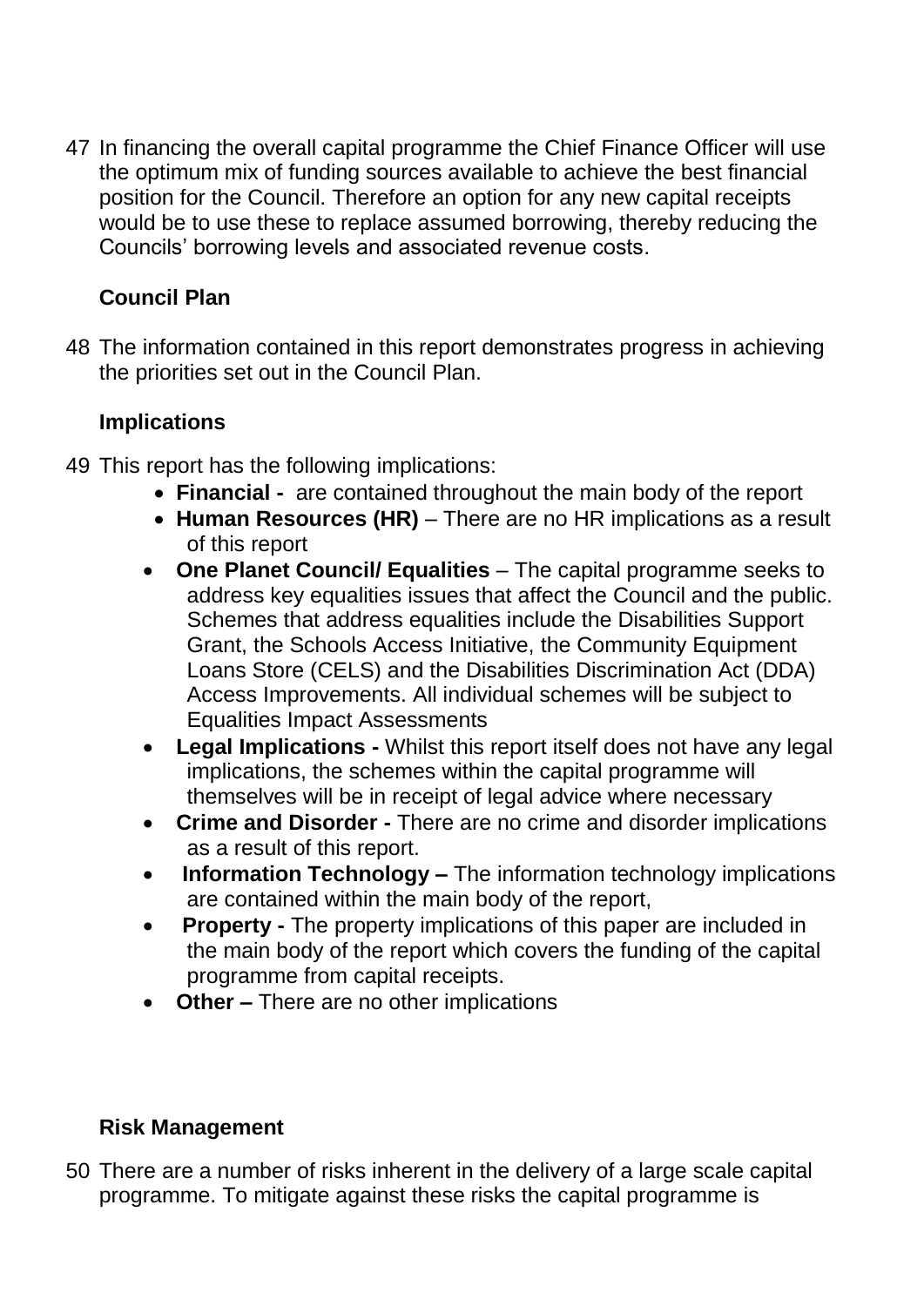47 In financing the overall capital programme the Chief Finance Officer will use the optimum mix of funding sources available to achieve the best financial position for the Council. Therefore an option for any new capital receipts would be to use these to replace assumed borrowing, thereby reducing the Councils' borrowing levels and associated revenue costs.

**Council Plan**

48 The information contained in this report demonstrates progress in achieving the priorities set out in the Council Plan.

**Implications**

49 This report has the following implications:

- **Financial -** are contained throughout the main body of the report
- **Human Resources (HR)** – There are no HR implications as a result of this report
- **One Planet Council/ Equalities** – The capital programme seeks to address key equalities issues that affect the Council and the public. Schemes that address equalities include the Disabilities Support Grant, the Schools Access Initiative, the Community Equipment Loans Store (CELS) and the Disabilities Discrimination Act (DDA) Access Improvements. All individual schemes will be subject to Equalities Impact Assessments
- **Legal Implications -** Whilst this report itself does not have any legal implications, the schemes within the capital programme will themselves will be in receipt of legal advice where necessary
- **Crime and Disorder -** There are no crime and disorder implications as a result of this report.
- **Information Technology –** The information technology implications are contained within the main body of the report,
- **Property -** The property implications of this paper are included in the main body of the report which covers the funding of the capital programme from capital receipts.
- **Other –** There are no other implications

**Risk Management**

50 There are a number of risks inherent in the delivery of a large scale capital programme. To mitigate against these risks the capital programme is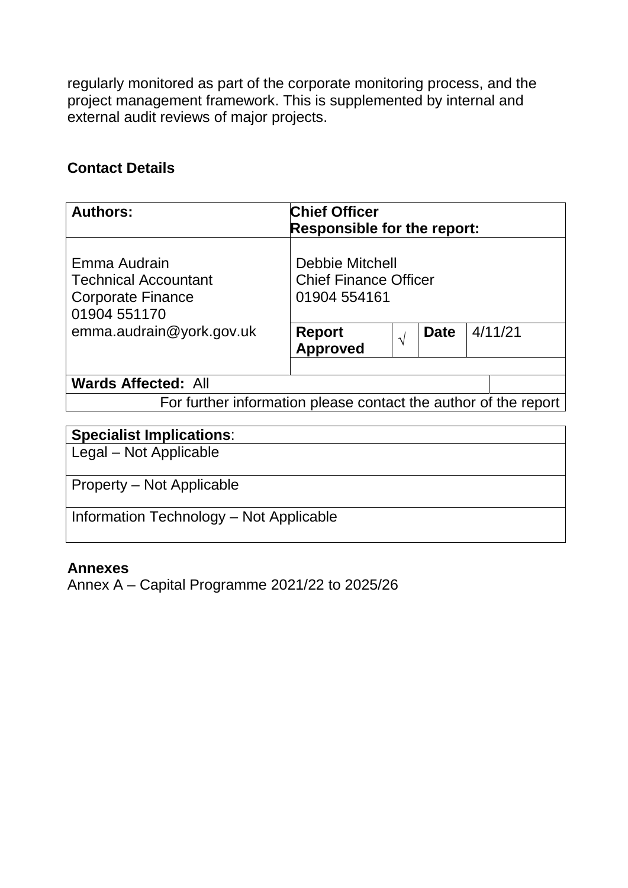regularly monitored as part of the corporate monitoring process, and the project management framework. This is supplemented by internal and external audit reviews of major projects.

**Contact Details**

| **Authors:** | **Chief Officer Responsible for the report:** | | | |
| --- | --- | --- | --- | --- |
| Emma Audrain<br>Technical Accountant<br>Corporate Finance<br>01904 551170<br>emma.audrain@york.gov.uk | Debbie Mitchell<br>Chief Finance Officer<br>01904 554161 | | | |
| | **Report Approved** | √ | **Date** | 4/11/21 |
| **Wards Affected:** All | | | | |
| For further information please contact the author of the report | | | | |

| **Specialist Implications**: |
| --- |
| Legal – Not Applicable |
| Property – Not Applicable |
| Information Technology – Not Applicable |

**Annexes**

Annex A – Capital Programme 2021/22 to 2025/26